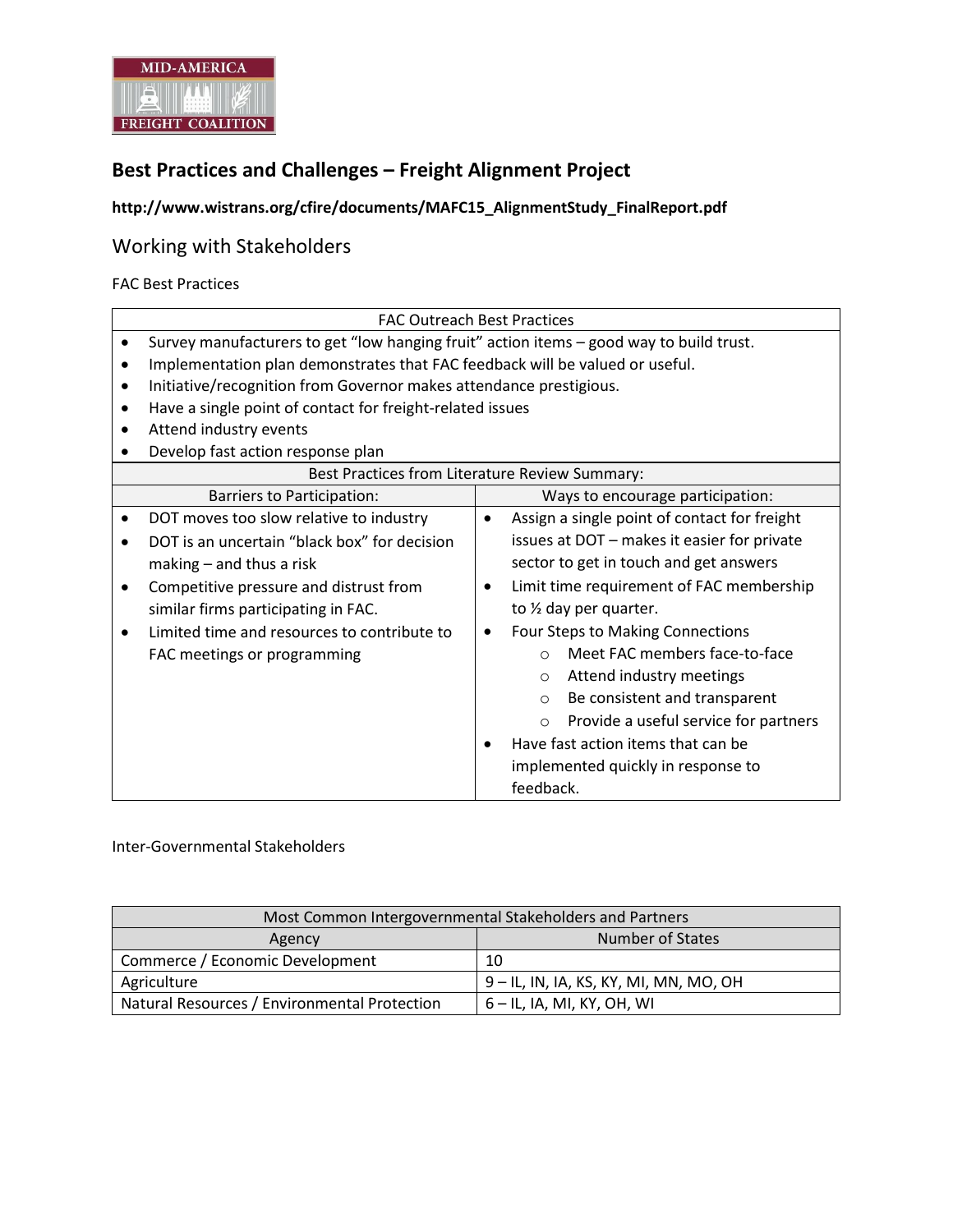## Best Practices and Challenges – Freight Alignment Project

**http://www.wistrans.org/cfire/documents/MAFC15_AlignmentStudy_FinalReport.pdf**

### Working with Stakeholders

FAC Best Practices

| FAC Outreach Best Practices |
|---|
| • Survey manufacturers to get "low hanging fruit" action items – good way to build trust.<br>• Implementation plan demonstrates that FAC feedback will be valued or useful.<br>• Initiative/recognition from Governor makes attendance prestigious.<br>• Have a single point of contact for freight-related issues<br>• Attend industry events<br>• Develop fast action response plan |

| Best Practices from Literature Review Summary: | |
|---|---|
| Barriers to Participation: | Ways to encourage participation: |
| • DOT moves too slow relative to industry<br>• DOT is an uncertain "black box" for decision making – and thus a risk<br>• Competitive pressure and distrust from similar firms participating in FAC.<br>• Limited time and resources to contribute to FAC meetings or programming | • Assign a single point of contact for freight issues at DOT – makes it easier for private sector to get in touch and get answers<br>• Limit time requirement of FAC membership to ½ day per quarter.<br>• Four Steps to Making Connections<br>  ○ Meet FAC members face-to-face<br>  ○ Attend industry meetings<br>  ○ Be consistent and transparent<br>  ○ Provide a useful service for partners<br>• Have fast action items that can be implemented quickly in response to feedback. |

Inter-Governmental Stakeholders

| Most Common Intergovernmental Stakeholders and Partners | |
|---|---|
| Agency | Number of States |
| Commerce / Economic Development | 10 |
| Agriculture | 9 – IL, IN, IA, KS, KY, MI, MN, MO, OH |
| Natural Resources / Environmental Protection | 6 – IL, IA, MI, KY, OH, WI |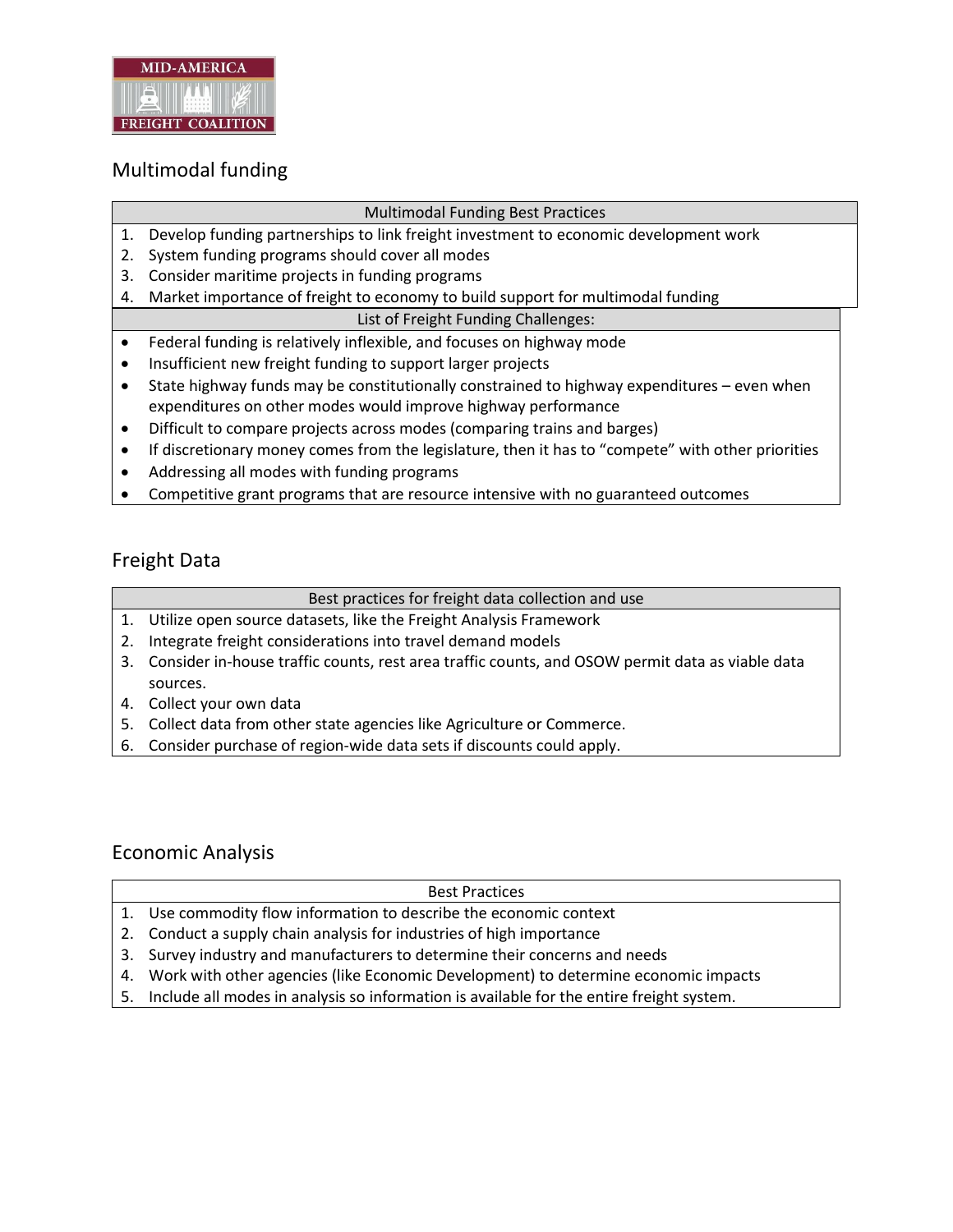## Multimodal funding

| Multimodal Funding Best Practices |
|---|
| 1. Develop funding partnerships to link freight investment to economic development work |
| 2. System funding programs should cover all modes |
| 3. Consider maritime projects in funding programs |
| 4. Market importance of freight to economy to build support for multimodal funding |

| List of Freight Funding Challenges: |
|---|
| • Federal funding is relatively inflexible, and focuses on highway mode |
| • Insufficient new freight funding to support larger projects |
| • State highway funds may be constitutionally constrained to highway expenditures – even when expenditures on other modes would improve highway performance |
| • Difficult to compare projects across modes (comparing trains and barges) |
| • If discretionary money comes from the legislature, then it has to "compete" with other priorities |
| • Addressing all modes with funding programs |
| • Competitive grant programs that are resource intensive with no guaranteed outcomes |

## Freight Data

| Best practices for freight data collection and use |
|---|
| 1. Utilize open source datasets, like the Freight Analysis Framework |
| 2. Integrate freight considerations into travel demand models |
| 3. Consider in-house traffic counts, rest area traffic counts, and OSOW permit data as viable data sources. |
| 4. Collect your own data |
| 5. Collect data from other state agencies like Agriculture or Commerce. |
| 6. Consider purchase of region-wide data sets if discounts could apply. |

## Economic Analysis

| Best Practices |
|---|
| 1. Use commodity flow information to describe the economic context |
| 2. Conduct a supply chain analysis for industries of high importance |
| 3. Survey industry and manufacturers to determine their concerns and needs |
| 4. Work with other agencies (like Economic Development) to determine economic impacts |
| 5. Include all modes in analysis so information is available for the entire freight system. |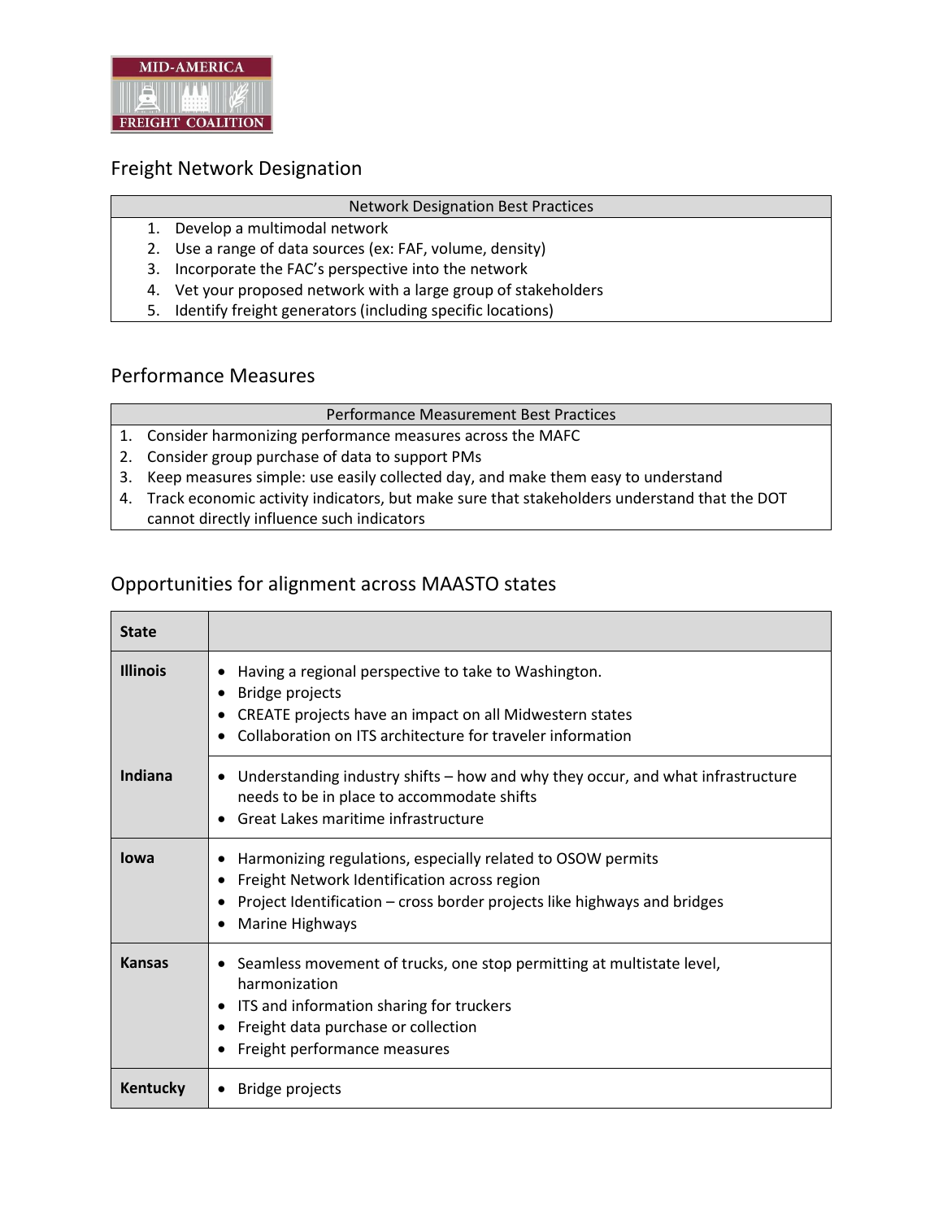## Freight Network Designation

| Network Designation Best Practices |
| --- |
| 1. Develop a multimodal network<br>2. Use a range of data sources (ex: FAF, volume, density)<br>3. Incorporate the FAC's perspective into the network<br>4. Vet your proposed network with a large group of stakeholders<br>5. Identify freight generators (including specific locations) |

## Performance Measures

| Performance Measurement Best Practices |
| --- |
| 1. Consider harmonizing performance measures across the MAFC<br>2. Consider group purchase of data to support PMs<br>3. Keep measures simple: use easily collected day, and make them easy to understand<br>4. Track economic activity indicators, but make sure that stakeholders understand that the DOT cannot directly influence such indicators |

## Opportunities for alignment across MAASTO states

| State | |
| --- | --- |
| **Illinois** | • Having a regional perspective to take to Washington.<br>• Bridge projects<br>• CREATE projects have an impact on all Midwestern states<br>• Collaboration on ITS architecture for traveler information |
| **Indiana** | • Understanding industry shifts – how and why they occur, and what infrastructure needs to be in place to accommodate shifts<br>• Great Lakes maritime infrastructure |
| **Iowa** | • Harmonizing regulations, especially related to OSOW permits<br>• Freight Network Identification across region<br>• Project Identification – cross border projects like highways and bridges<br>• Marine Highways |
| **Kansas** | • Seamless movement of trucks, one stop permitting at multistate level, harmonization<br>• ITS and information sharing for truckers<br>• Freight data purchase or collection<br>• Freight performance measures |
| **Kentucky** | • Bridge projects |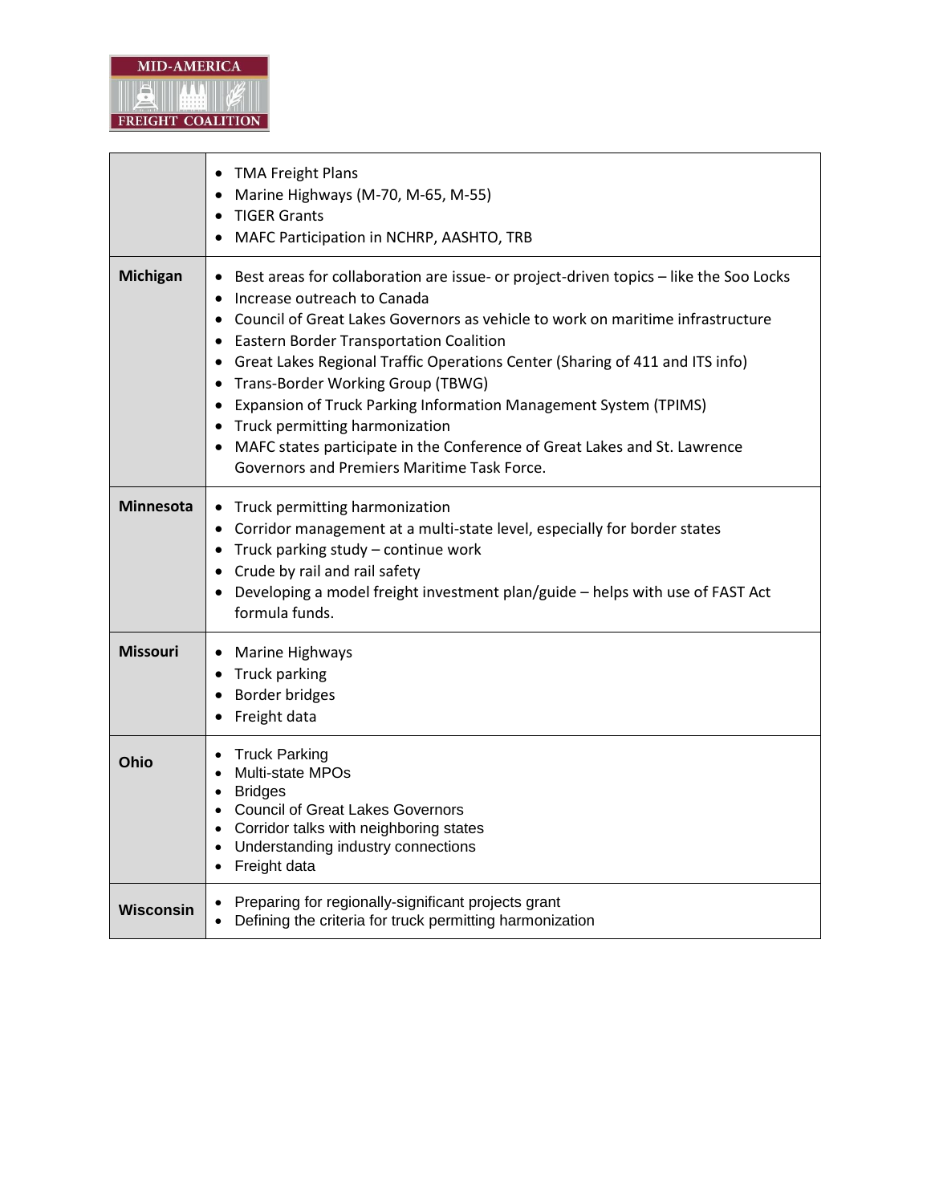| | |
|---|---|
| | • TMA Freight Plans<br>• Marine Highways (M-70, M-65, M-55)<br>• TIGER Grants<br>• MAFC Participation in NCHRP, AASHTO, TRB |
| **Michigan** | • Best areas for collaboration are issue- or project-driven topics – like the Soo Locks<br>• Increase outreach to Canada<br>• Council of Great Lakes Governors as vehicle to work on maritime infrastructure<br>• Eastern Border Transportation Coalition<br>• Great Lakes Regional Traffic Operations Center (Sharing of 411 and ITS info)<br>• Trans-Border Working Group (TBWG)<br>• Expansion of Truck Parking Information Management System (TPIMS)<br>• Truck permitting harmonization<br>• MAFC states participate in the Conference of Great Lakes and St. Lawrence Governors and Premiers Maritime Task Force. |
| **Minnesota** | • Truck permitting harmonization<br>• Corridor management at a multi-state level, especially for border states<br>• Truck parking study – continue work<br>• Crude by rail and rail safety<br>• Developing a model freight investment plan/guide – helps with use of FAST Act formula funds. |
| **Missouri** | • Marine Highways<br>• Truck parking<br>• Border bridges<br>• Freight data |
| **Ohio** | • Truck Parking<br>• Multi-state MPOs<br>• Bridges<br>• Council of Great Lakes Governors<br>• Corridor talks with neighboring states<br>• Understanding industry connections<br>• Freight data |
| **Wisconsin** | • Preparing for regionally-significant projects grant<br>• Defining the criteria for truck permitting harmonization |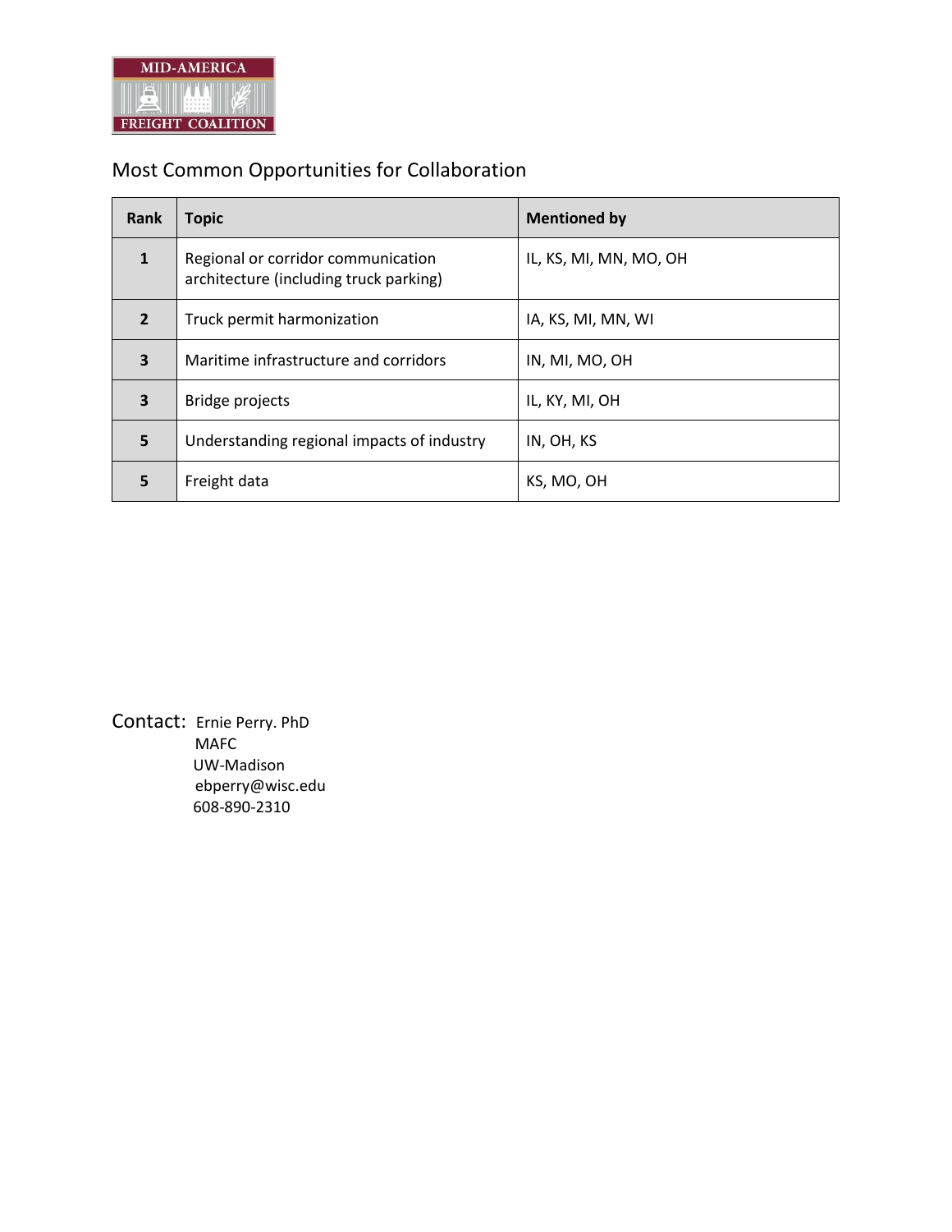MID-AMERICA FREIGHT COALITION

## Most Common Opportunities for Collaboration

| Rank | Topic | Mentioned by |
|---|---|---|
| 1 | Regional or corridor communication architecture (including truck parking) | IL, KS, MI, MN, MO, OH |
| 2 | Truck permit harmonization | IA, KS, MI, MN, WI |
| 3 | Maritime infrastructure and corridors | IN, MI, MO, OH |
| 3 | Bridge projects | IL, KY, MI, OH |
| 5 | Understanding regional impacts of industry | IN, OH, KS |
| 5 | Freight data | KS, MO, OH |

Contact: Ernie Perry. PhD
MAFC
UW-Madison
ebperry@wisc.edu
608-890-2310